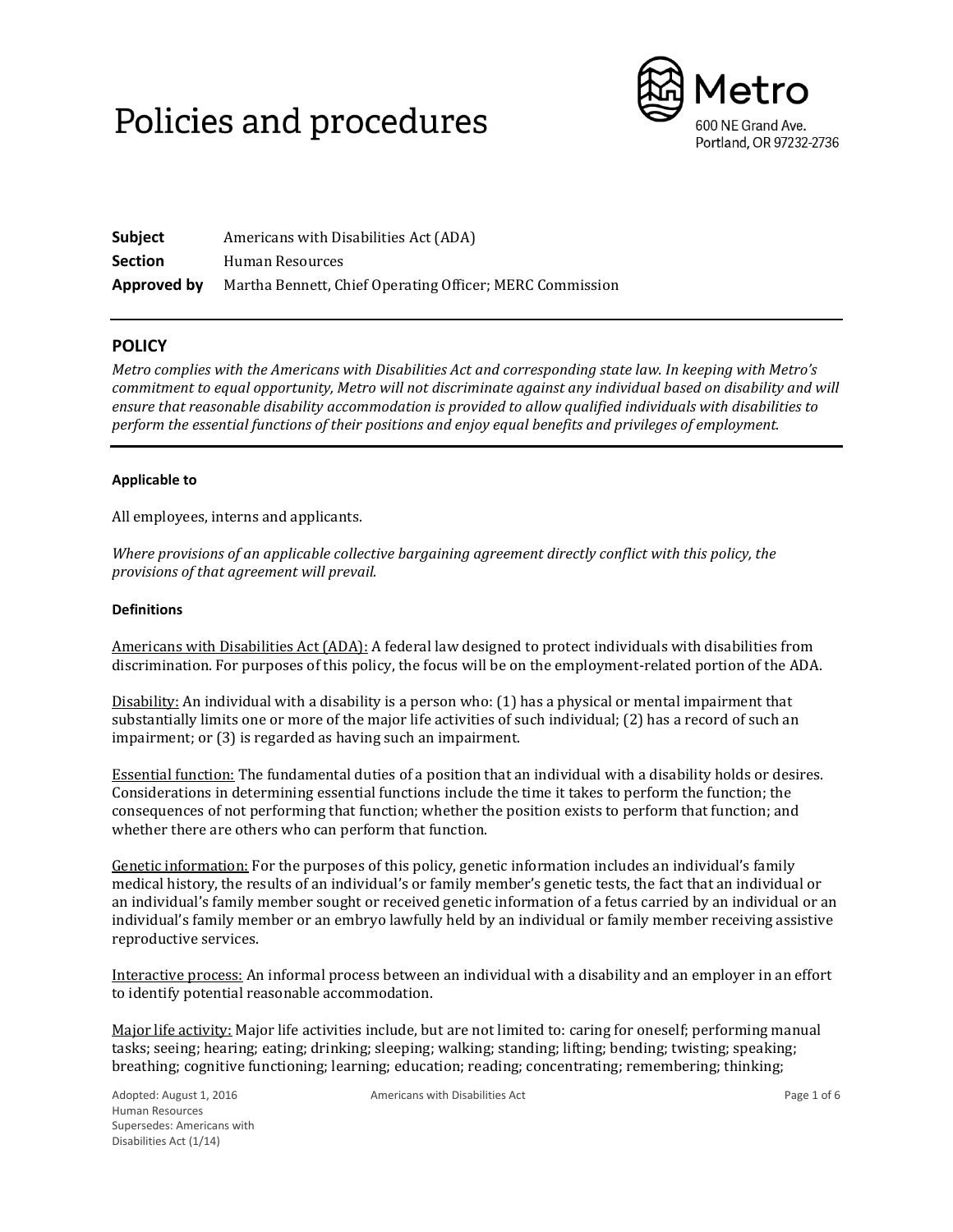# Policies and procedures

Metro
600 NE Grand Ave.
Portland, OR 97232-2736

**Subject** Americans with Disabilities Act (ADA)
**Section** Human Resources
**Approved by** Martha Bennett, Chief Operating Officer; MERC Commission

## POLICY

*Metro complies with the Americans with Disabilities Act and corresponding state law. In keeping with Metro's commitment to equal opportunity, Metro will not discriminate against any individual based on disability and will ensure that reasonable disability accommodation is provided to allow qualified individuals with disabilities to perform the essential functions of their positions and enjoy equal benefits and privileges of employment.*

#### Applicable to

All employees, interns and applicants.

*Where provisions of an applicable collective bargaining agreement directly conflict with this policy, the provisions of that agreement will prevail.*

#### Definitions

Americans with Disabilities Act (ADA): A federal law designed to protect individuals with disabilities from discrimination. For purposes of this policy, the focus will be on the employment-related portion of the ADA.

Disability: An individual with a disability is a person who: (1) has a physical or mental impairment that substantially limits one or more of the major life activities of such individual; (2) has a record of such an impairment; or (3) is regarded as having such an impairment.

Essential function: The fundamental duties of a position that an individual with a disability holds or desires. Considerations in determining essential functions include the time it takes to perform the function; the consequences of not performing that function; whether the position exists to perform that function; and whether there are others who can perform that function.

Genetic information: For the purposes of this policy, genetic information includes an individual's family medical history, the results of an individual's or family member's genetic tests, the fact that an individual or an individual's family member sought or received genetic information of a fetus carried by an individual or an individual's family member or an embryo lawfully held by an individual or family member receiving assistive reproductive services.

Interactive process: An informal process between an individual with a disability and an employer in an effort to identify potential reasonable accommodation.

Major life activity: Major life activities include, but are not limited to: caring for oneself; performing manual tasks; seeing; hearing; eating; drinking; sleeping; walking; standing; lifting; bending; twisting; speaking; breathing; cognitive functioning; learning; education; reading; concentrating; remembering; thinking;

Adopted: August 1, 2016
Human Resources
Supersedes: Americans with Disabilities Act (1/14)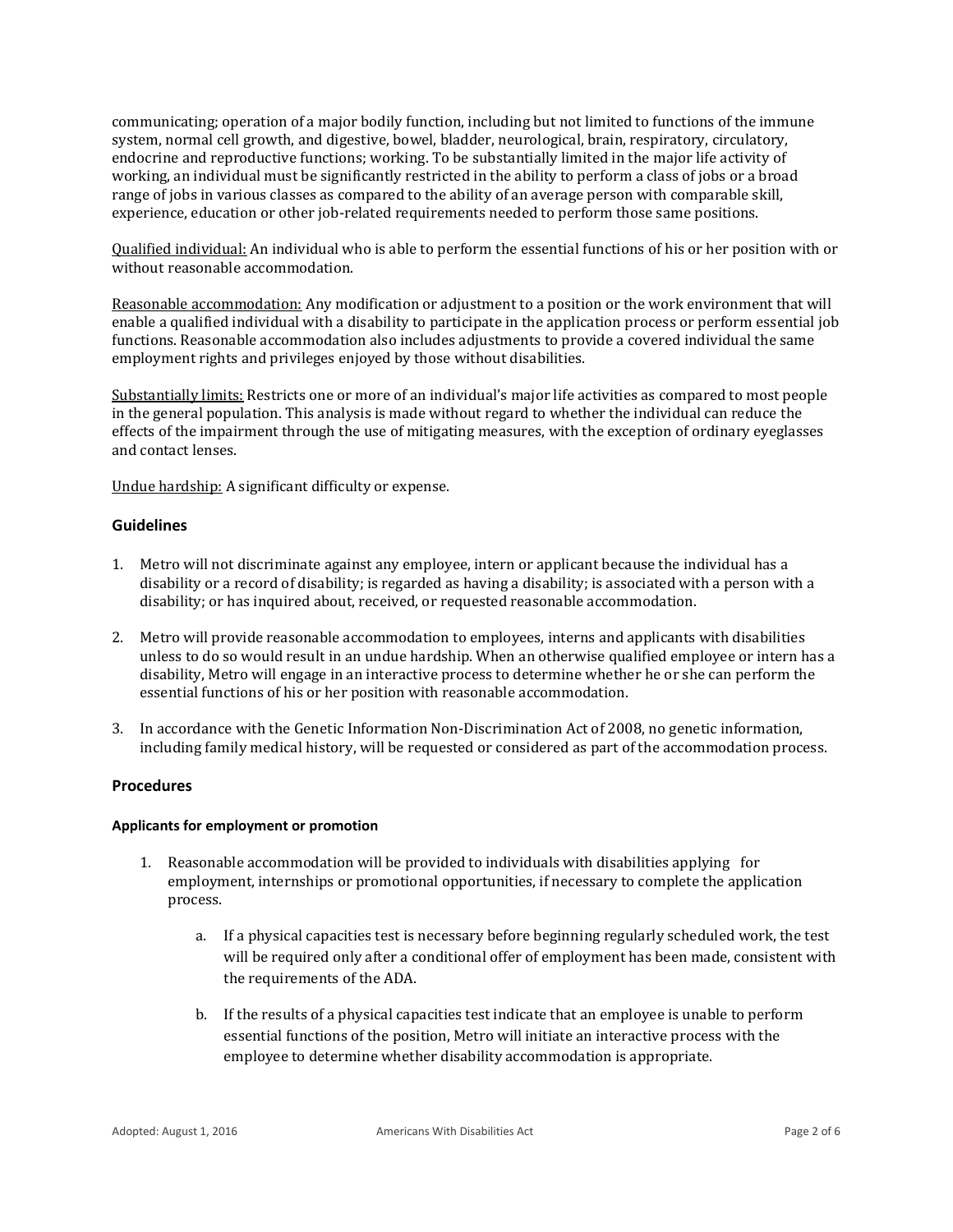communicating; operation of a major bodily function, including but not limited to functions of the immune system, normal cell growth, and digestive, bowel, bladder, neurological, brain, respiratory, circulatory, endocrine and reproductive functions; working. To be substantially limited in the major life activity of working, an individual must be significantly restricted in the ability to perform a class of jobs or a broad range of jobs in various classes as compared to the ability of an average person with comparable skill, experience, education or other job-related requirements needed to perform those same positions.

Qualified individual: An individual who is able to perform the essential functions of his or her position with or without reasonable accommodation.

Reasonable accommodation: Any modification or adjustment to a position or the work environment that will enable a qualified individual with a disability to participate in the application process or perform essential job functions. Reasonable accommodation also includes adjustments to provide a covered individual the same employment rights and privileges enjoyed by those without disabilities.

Substantially limits: Restricts one or more of an individual's major life activities as compared to most people in the general population. This analysis is made without regard to whether the individual can reduce the effects of the impairment through the use of mitigating measures, with the exception of ordinary eyeglasses and contact lenses.

Undue hardship: A significant difficulty or expense.

## Guidelines

1. Metro will not discriminate against any employee, intern or applicant because the individual has a disability or a record of disability; is regarded as having a disability; is associated with a person with a disability; or has inquired about, received, or requested reasonable accommodation.
2. Metro will provide reasonable accommodation to employees, interns and applicants with disabilities unless to do so would result in an undue hardship. When an otherwise qualified employee or intern has a disability, Metro will engage in an interactive process to determine whether he or she can perform the essential functions of his or her position with reasonable accommodation.
3. In accordance with the Genetic Information Non-Discrimination Act of 2008, no genetic information, including family medical history, will be requested or considered as part of the accommodation process.

## Procedures

### Applicants for employment or promotion

1. Reasonable accommodation will be provided to individuals with disabilities applying for employment, internships or promotional opportunities, if necessary to complete the application process.
    a. If a physical capacities test is necessary before beginning regularly scheduled work, the test will be required only after a conditional offer of employment has been made, consistent with the requirements of the ADA.
    b. If the results of a physical capacities test indicate that an employee is unable to perform essential functions of the position, Metro will initiate an interactive process with the employee to determine whether disability accommodation is appropriate.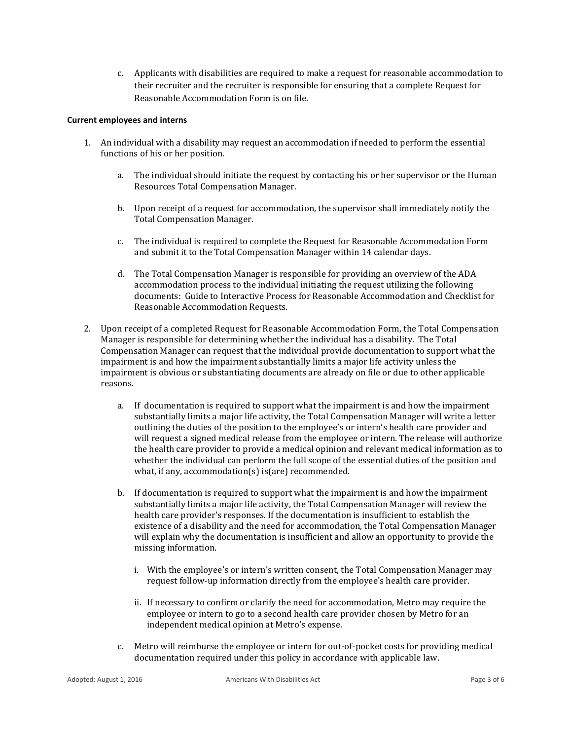c. Applicants with disabilities are required to make a request for reasonable accommodation to their recruiter and the recruiter is responsible for ensuring that a complete Request for Reasonable Accommodation Form is on file.

**Current employees and interns**

1. An individual with a disability may request an accommodation if needed to perform the essential functions of his or her position.

    a. The individual should initiate the request by contacting his or her supervisor or the Human Resources Total Compensation Manager.

    b. Upon receipt of a request for accommodation, the supervisor shall immediately notify the Total Compensation Manager.

    c. The individual is required to complete the Request for Reasonable Accommodation Form and submit it to the Total Compensation Manager within 14 calendar days.

    d. The Total Compensation Manager is responsible for providing an overview of the ADA accommodation process to the individual initiating the request utilizing the following documents: Guide to Interactive Process for Reasonable Accommodation and Checklist for Reasonable Accommodation Requests.

2. Upon receipt of a completed Request for Reasonable Accommodation Form, the Total Compensation Manager is responsible for determining whether the individual has a disability. The Total Compensation Manager can request that the individual provide documentation to support what the impairment is and how the impairment substantially limits a major life activity unless the impairment is obvious or substantiating documents are already on file or due to other applicable reasons.

    a. If documentation is required to support what the impairment is and how the impairment substantially limits a major life activity, the Total Compensation Manager will write a letter outlining the duties of the position to the employee's or intern's health care provider and will request a signed medical release from the employee or intern. The release will authorize the health care provider to provide a medical opinion and relevant medical information as to whether the individual can perform the full scope of the essential duties of the position and what, if any, accommodation(s) is(are) recommended.

    b. If documentation is required to support what the impairment is and how the impairment substantially limits a major life activity, the Total Compensation Manager will review the health care provider's responses. If the documentation is insufficient to establish the existence of a disability and the need for accommodation, the Total Compensation Manager will explain why the documentation is insufficient and allow an opportunity to provide the missing information.

        i. With the employee's or intern's written consent, the Total Compensation Manager may request follow-up information directly from the employee's health care provider.

        ii. If necessary to confirm or clarify the need for accommodation, Metro may require the employee or intern to go to a second health care provider chosen by Metro for an independent medical opinion at Metro's expense.

    c. Metro will reimburse the employee or intern for out-of-pocket costs for providing medical documentation required under this policy in accordance with applicable law.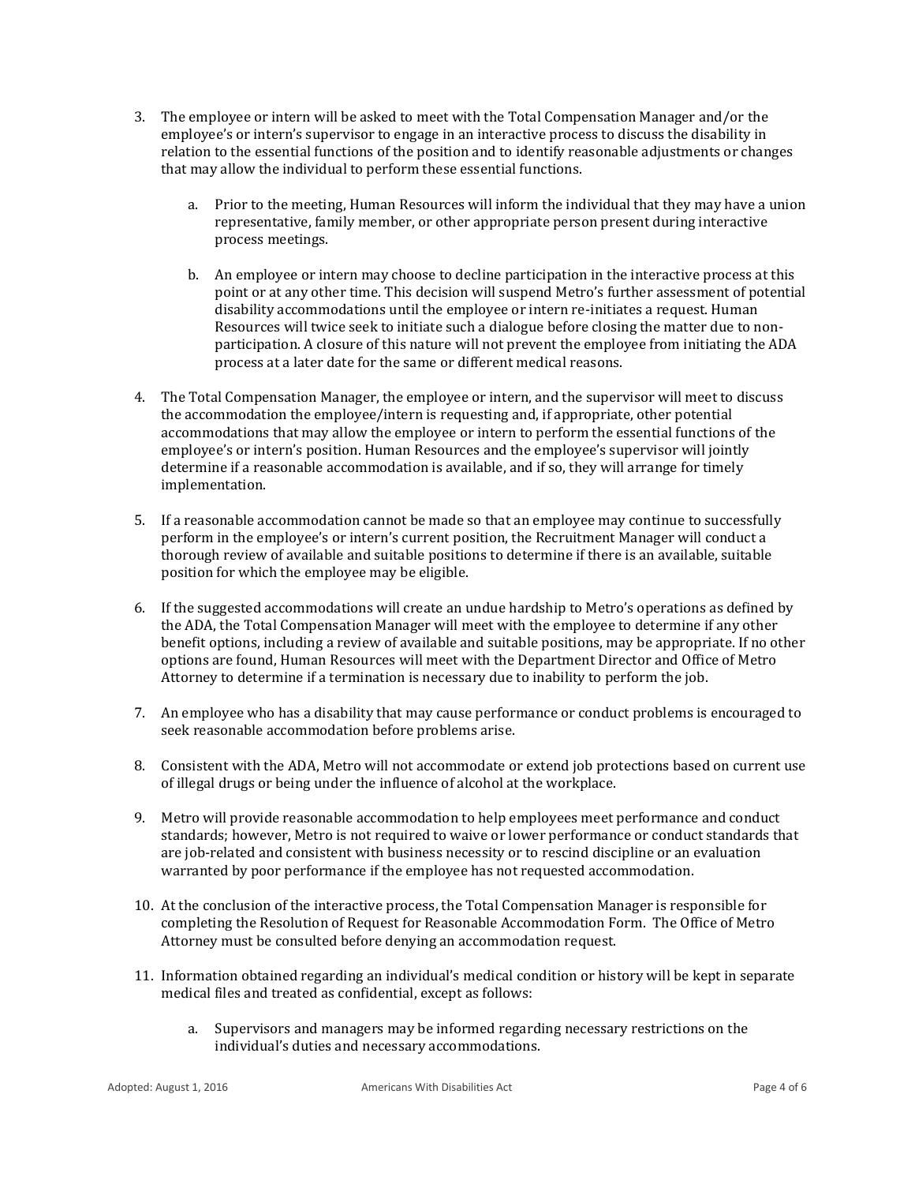3. The employee or intern will be asked to meet with the Total Compensation Manager and/or the employee's or intern's supervisor to engage in an interactive process to discuss the disability in relation to the essential functions of the position and to identify reasonable adjustments or changes that may allow the individual to perform these essential functions.

    a. Prior to the meeting, Human Resources will inform the individual that they may have a union representative, family member, or other appropriate person present during interactive process meetings.

    b. An employee or intern may choose to decline participation in the interactive process at this point or at any other time. This decision will suspend Metro's further assessment of potential disability accommodations until the employee or intern re-initiates a request. Human Resources will twice seek to initiate such a dialogue before closing the matter due to non-participation. A closure of this nature will not prevent the employee from initiating the ADA process at a later date for the same or different medical reasons.

4. The Total Compensation Manager, the employee or intern, and the supervisor will meet to discuss the accommodation the employee/intern is requesting and, if appropriate, other potential accommodations that may allow the employee or intern to perform the essential functions of the employee's or intern's position. Human Resources and the employee's supervisor will jointly determine if a reasonable accommodation is available, and if so, they will arrange for timely implementation.

5. If a reasonable accommodation cannot be made so that an employee may continue to successfully perform in the employee's or intern's current position, the Recruitment Manager will conduct a thorough review of available and suitable positions to determine if there is an available, suitable position for which the employee may be eligible.

6. If the suggested accommodations will create an undue hardship to Metro's operations as defined by the ADA, the Total Compensation Manager will meet with the employee to determine if any other benefit options, including a review of available and suitable positions, may be appropriate. If no other options are found, Human Resources will meet with the Department Director and Office of Metro Attorney to determine if a termination is necessary due to inability to perform the job.

7. An employee who has a disability that may cause performance or conduct problems is encouraged to seek reasonable accommodation before problems arise.

8. Consistent with the ADA, Metro will not accommodate or extend job protections based on current use of illegal drugs or being under the influence of alcohol at the workplace.

9. Metro will provide reasonable accommodation to help employees meet performance and conduct standards; however, Metro is not required to waive or lower performance or conduct standards that are job-related and consistent with business necessity or to rescind discipline or an evaluation warranted by poor performance if the employee has not requested accommodation.

10. At the conclusion of the interactive process, the Total Compensation Manager is responsible for completing the Resolution of Request for Reasonable Accommodation Form. The Office of Metro Attorney must be consulted before denying an accommodation request.

11. Information obtained regarding an individual's medical condition or history will be kept in separate medical files and treated as confidential, except as follows:

    a. Supervisors and managers may be informed regarding necessary restrictions on the individual's duties and necessary accommodations.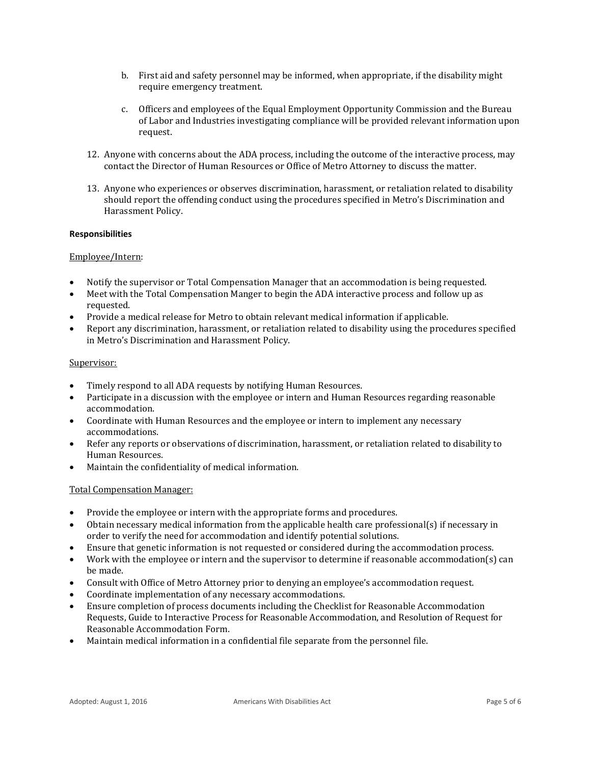b. First aid and safety personnel may be informed, when appropriate, if the disability might require emergency treatment.

   c. Officers and employees of the Equal Employment Opportunity Commission and the Bureau of Labor and Industries investigating compliance will be provided relevant information upon request.

12. Anyone with concerns about the ADA process, including the outcome of the interactive process, may contact the Director of Human Resources or Office of Metro Attorney to discuss the matter.

13. Anyone who experiences or observes discrimination, harassment, or retaliation related to disability should report the offending conduct using the procedures specified in Metro's Discrimination and Harassment Policy.

**Responsibilities**

Employee/Intern:

- Notify the supervisor or Total Compensation Manager that an accommodation is being requested.
- Meet with the Total Compensation Manger to begin the ADA interactive process and follow up as requested.
- Provide a medical release for Metro to obtain relevant medical information if applicable.
- Report any discrimination, harassment, or retaliation related to disability using the procedures specified in Metro's Discrimination and Harassment Policy.

Supervisor:

- Timely respond to all ADA requests by notifying Human Resources.
- Participate in a discussion with the employee or intern and Human Resources regarding reasonable accommodation.
- Coordinate with Human Resources and the employee or intern to implement any necessary accommodations.
- Refer any reports or observations of discrimination, harassment, or retaliation related to disability to Human Resources.
- Maintain the confidentiality of medical information.

Total Compensation Manager:

- Provide the employee or intern with the appropriate forms and procedures.
- Obtain necessary medical information from the applicable health care professional(s) if necessary in order to verify the need for accommodation and identify potential solutions.
- Ensure that genetic information is not requested or considered during the accommodation process.
- Work with the employee or intern and the supervisor to determine if reasonable accommodation(s) can be made.
- Consult with Office of Metro Attorney prior to denying an employee's accommodation request.
- Coordinate implementation of any necessary accommodations.
- Ensure completion of process documents including the Checklist for Reasonable Accommodation Requests, Guide to Interactive Process for Reasonable Accommodation, and Resolution of Request for Reasonable Accommodation Form.
- Maintain medical information in a confidential file separate from the personnel file.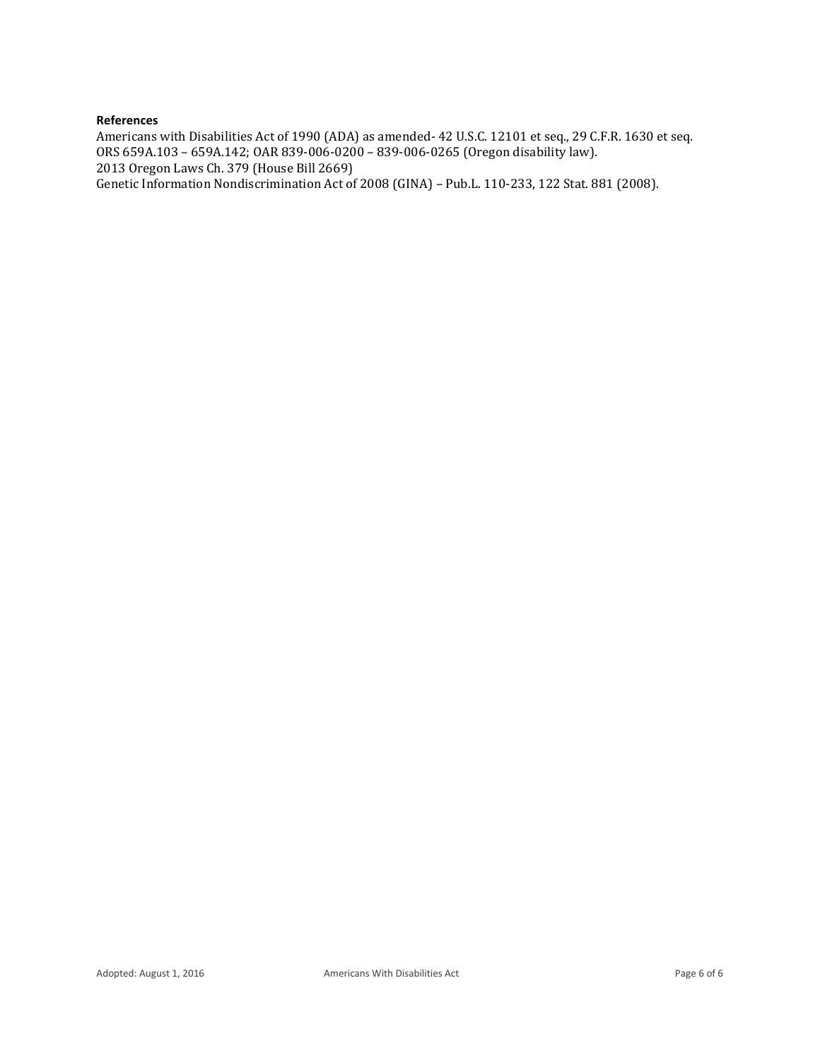**References**

Americans with Disabilities Act of 1990 (ADA) as amended- 42 U.S.C. 12101 et seq., 29 C.F.R. 1630 et seq.
ORS 659A.103 – 659A.142; OAR 839-006-0200 – 839-006-0265 (Oregon disability law).
2013 Oregon Laws Ch. 379 (House Bill 2669)
Genetic Information Nondiscrimination Act of 2008 (GINA) – Pub.L. 110-233, 122 Stat. 881 (2008).